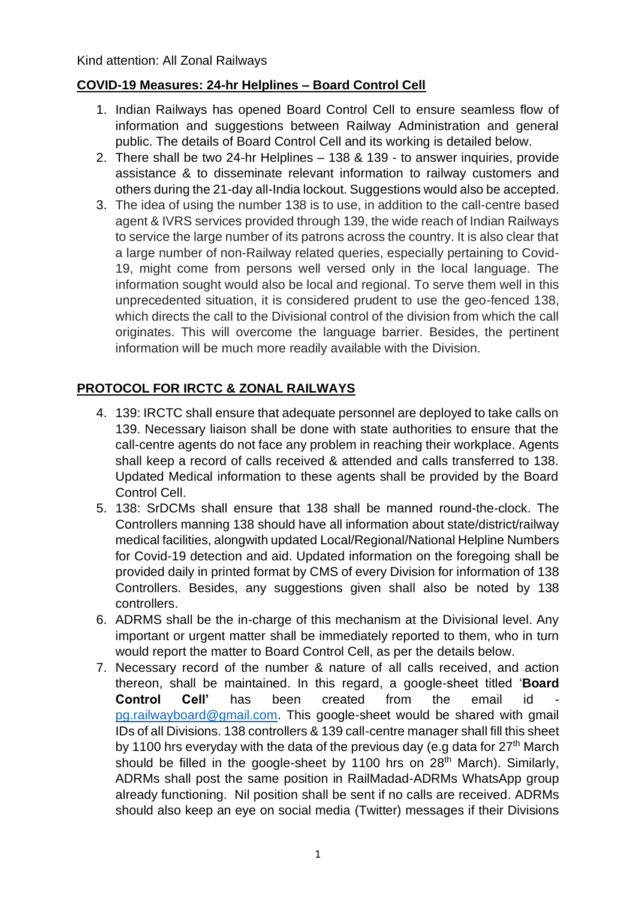Kind attention: All Zonal Railways

**COVID-19 Measures: 24-hr Helplines – Board Control Cell**

1. Indian Railways has opened Board Control Cell to ensure seamless flow of information and suggestions between Railway Administration and general public. The details of Board Control Cell and its working is detailed below.
2. There shall be two 24-hr Helplines – 138 & 139 - to answer inquiries, provide assistance & to disseminate relevant information to railway customers and others during the 21-day all-India lockout. Suggestions would also be accepted.
3. The idea of using the number 138 is to use, in addition to the call-centre based agent & IVRS services provided through 139, the wide reach of Indian Railways to service the large number of its patrons across the country. It is also clear that a large number of non-Railway related queries, especially pertaining to Covid-19, might come from persons well versed only in the local language. The information sought would also be local and regional. To serve them well in this unprecedented situation, it is considered prudent to use the geo-fenced 138, which directs the call to the Divisional control of the division from which the call originates. This will overcome the language barrier. Besides, the pertinent information will be much more readily available with the Division.

**PROTOCOL FOR IRCTC & ZONAL RAILWAYS**

4. 139: IRCTC shall ensure that adequate personnel are deployed to take calls on 139. Necessary liaison shall be done with state authorities to ensure that the call-centre agents do not face any problem in reaching their workplace. Agents shall keep a record of calls received & attended and calls transferred to 138. Updated Medical information to these agents shall be provided by the Board Control Cell.
5. 138: SrDCMs shall ensure that 138 shall be manned round-the-clock. The Controllers manning 138 should have all information about state/district/railway medical facilities, alongwith updated Local/Regional/National Helpline Numbers for Covid-19 detection and aid. Updated information on the foregoing shall be provided daily in printed format by CMS of every Division for information of 138 Controllers. Besides, any suggestions given shall also be noted by 138 controllers.
6. ADRMS shall be the in-charge of this mechanism at the Divisional level. Any important or urgent matter shall be immediately reported to them, who in turn would report the matter to Board Control Cell, as per the details below.
7. Necessary record of the number & nature of all calls received, and action thereon, shall be maintained. In this regard, a google-sheet titled '**Board Control Cell'** has been created from the email id - pg.railwayboard@gmail.com. This google-sheet would be shared with gmail IDs of all Divisions. 138 controllers & 139 call-centre manager shall fill this sheet by 1100 hrs everyday with the data of the previous day (e.g data for 27th March should be filled in the google-sheet by 1100 hrs on 28th March). Similarly, ADRMs shall post the same position in RailMadad-ADRMs WhatsApp group already functioning. Nil position shall be sent if no calls are received. ADRMs should also keep an eye on social media (Twitter) messages if their Divisions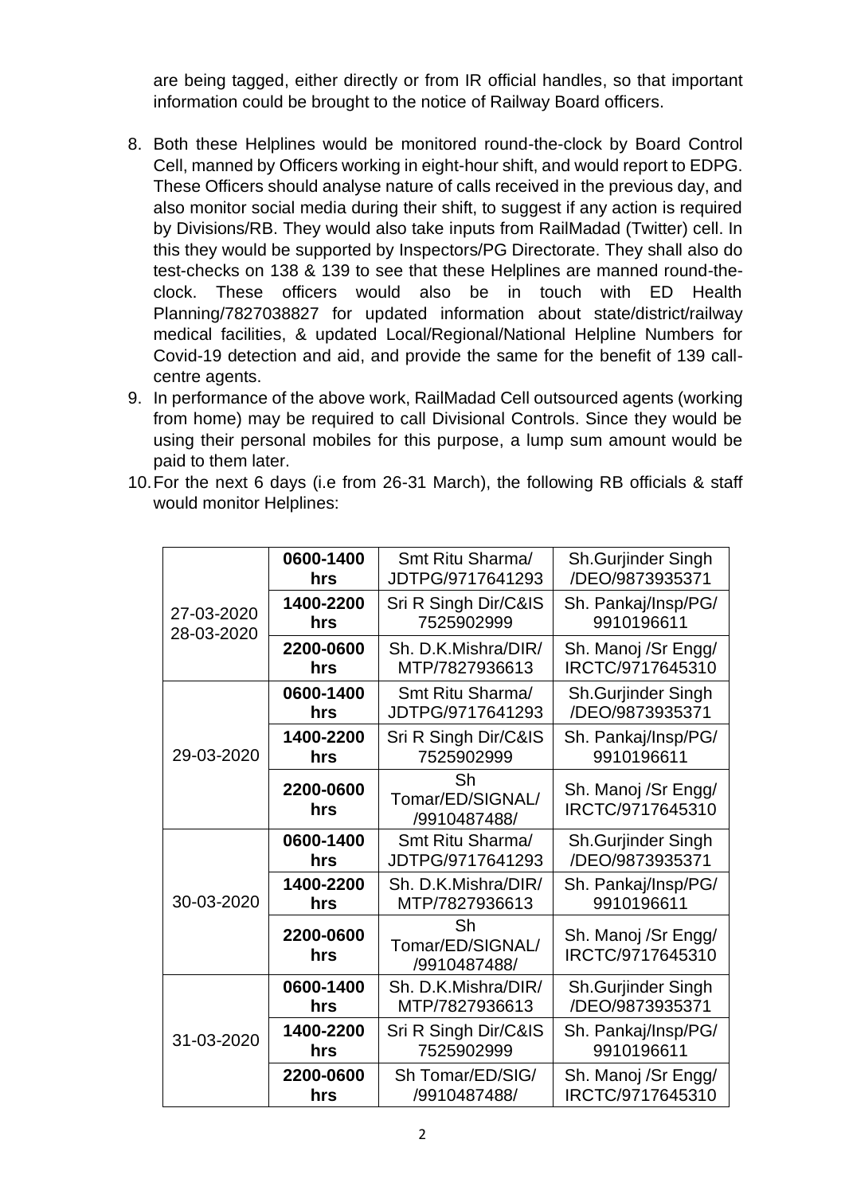are being tagged, either directly or from IR official handles, so that important information could be brought to the notice of Railway Board officers.

8. Both these Helplines would be monitored round-the-clock by Board Control Cell, manned by Officers working in eight-hour shift, and would report to EDPG. These Officers should analyse nature of calls received in the previous day, and also monitor social media during their shift, to suggest if any action is required by Divisions/RB. They would also take inputs from RailMadad (Twitter) cell. In this they would be supported by Inspectors/PG Directorate. They shall also do test-checks on 138 & 139 to see that these Helplines are manned round-the-clock. These officers would also be in touch with ED Health Planning/7827038827 for updated information about state/district/railway medical facilities, & updated Local/Regional/National Helpline Numbers for Covid-19 detection and aid, and provide the same for the benefit of 139 call-centre agents.
9. In performance of the above work, RailMadad Cell outsourced agents (working from home) may be required to call Divisional Controls. Since they would be using their personal mobiles for this purpose, a lump sum amount would be paid to them later.
10. For the next 6 days (i.e from 26-31 March), the following RB officials & staff would monitor Helplines:

| | | | |
|---|---|---|---|
| 27-03-2020 28-03-2020 | **0600-1400 hrs** | Smt Ritu Sharma/ JDTPG/9717641293 | Sh.Gurjinder Singh /DEO/9873935371 |
| | **1400-2200 hrs** | Sri R Singh Dir/C&IS 7525902999 | Sh. Pankaj/Insp/PG/ 9910196611 |
| | **2200-0600 hrs** | Sh. D.K.Mishra/DIR/ MTP/7827936613 | Sh. Manoj /Sr Engg/ IRCTC/9717645310 |
| 29-03-2020 | **0600-1400 hrs** | Smt Ritu Sharma/ JDTPG/9717641293 | Sh.Gurjinder Singh /DEO/9873935371 |
| | **1400-2200 hrs** | Sri R Singh Dir/C&IS 7525902999 | Sh. Pankaj/Insp/PG/ 9910196611 |
| | **2200-0600 hrs** | Sh Tomar/ED/SIGNAL/ /9910487488/ | Sh. Manoj /Sr Engg/ IRCTC/9717645310 |
| 30-03-2020 | **0600-1400 hrs** | Smt Ritu Sharma/ JDTPG/9717641293 | Sh.Gurjinder Singh /DEO/9873935371 |
| | **1400-2200 hrs** | Sh. D.K.Mishra/DIR/ MTP/7827936613 | Sh. Pankaj/Insp/PG/ 9910196611 |
| | **2200-0600 hrs** | Sh Tomar/ED/SIGNAL/ /9910487488/ | Sh. Manoj /Sr Engg/ IRCTC/9717645310 |
| 31-03-2020 | **0600-1400 hrs** | Sh. D.K.Mishra/DIR/ MTP/7827936613 | Sh.Gurjinder Singh /DEO/9873935371 |
| | **1400-2200 hrs** | Sri R Singh Dir/C&IS 7525902999 | Sh. Pankaj/Insp/PG/ 9910196611 |
| | **2200-0600 hrs** | Sh Tomar/ED/SIG/ /9910487488/ | Sh. Manoj /Sr Engg/ IRCTC/9717645310 |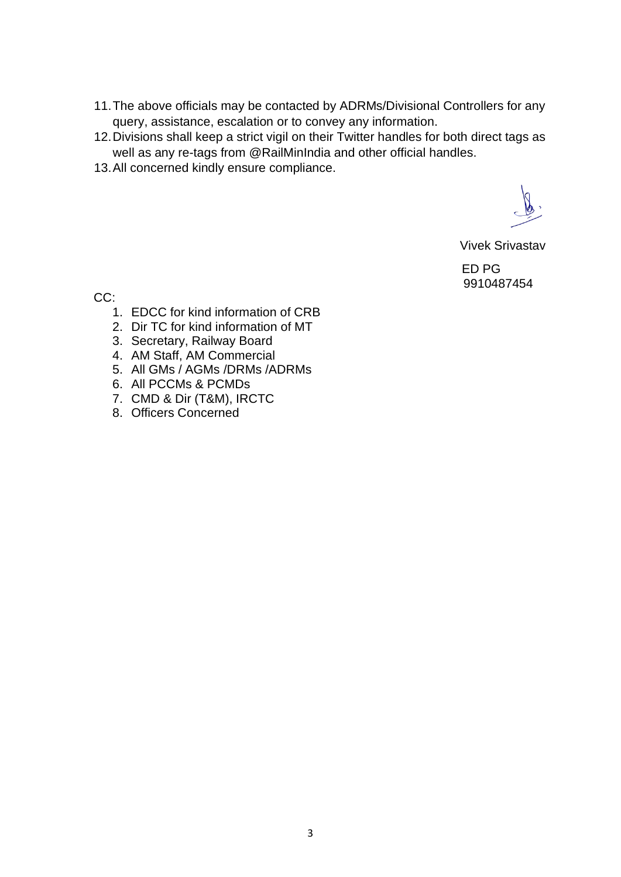11. The above officials may be contacted by ADRMs/Divisional Controllers for any query, assistance, escalation or to convey any information.
12. Divisions shall keep a strict vigil on their Twitter handles for both direct tags as well as any re-tags from @RailMinIndia and other official handles.
13. All concerned kindly ensure compliance.

Vivek Srivastav

ED PG
9910487454

CC:

1. EDCC for kind information of CRB
2. Dir TC for kind information of MT
3. Secretary, Railway Board
4. AM Staff, AM Commercial
5. All GMs / AGMs /DRMs /ADRMs
6. All PCCMs & PCMDs
7. CMD & Dir (T&M), IRCTC
8. Officers Concerned